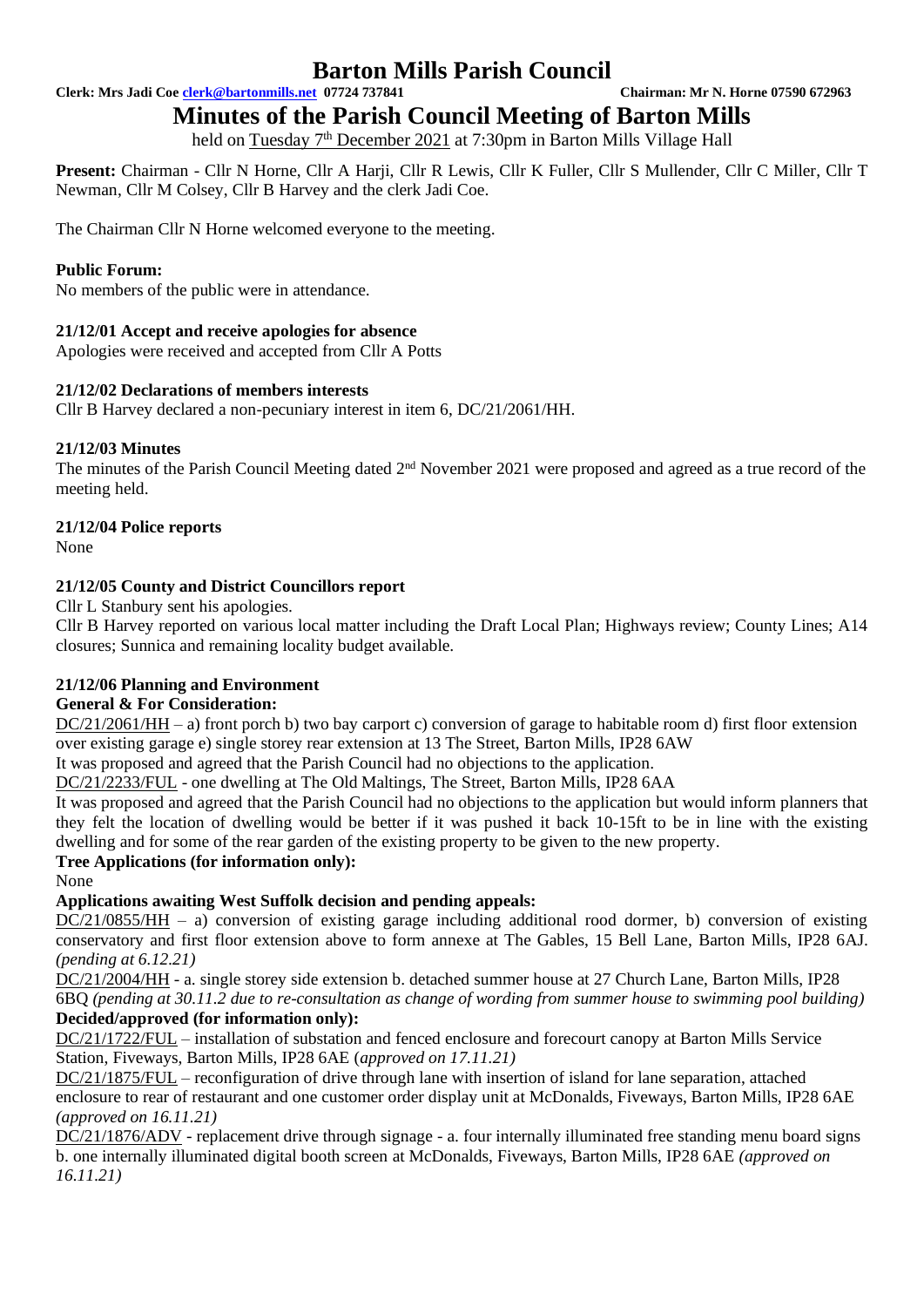# Barton Mills Parish Council

**Clerk: Mrs Jadi Coe clerk@bartonmills.net 07724 737841 Chairman: Mr N. Horne 07590 672963**

## Minutes of the Parish Council Meeting of Barton Mills

held on Tuesday 7th December 2021 at 7:30pm in Barton Mills Village Hall

**Present:** Chairman - Cllr N Horne, Cllr A Harji, Cllr R Lewis, Cllr K Fuller, Cllr S Mullender, Cllr C Miller, Cllr T Newman, Cllr M Colsey, Cllr B Harvey and the clerk Jadi Coe.

The Chairman Cllr N Horne welcomed everyone to the meeting.

**Public Forum:**

No members of the public were in attendance.

**21/12/01 Accept and receive apologies for absence**

Apologies were received and accepted from Cllr A Potts

**21/12/02 Declarations of members interests**

Cllr B Harvey declared a non-pecuniary interest in item 6, DC/21/2061/HH.

**21/12/03 Minutes**

The minutes of the Parish Council Meeting dated 2nd November 2021 were proposed and agreed as a true record of the meeting held.

**21/12/04 Police reports**

None

**21/12/05 County and District Councillors report**

Cllr L Stanbury sent his apologies.

Cllr B Harvey reported on various local matter including the Draft Local Plan; Highways review; County Lines; A14 closures; Sunnica and remaining locality budget available.

**21/12/06 Planning and Environment**

**General & For Consideration:**

DC/21/2061/HH – a) front porch b) two bay carport c) conversion of garage to habitable room d) first floor extension over existing garage e) single storey rear extension at 13 The Street, Barton Mills, IP28 6AW

It was proposed and agreed that the Parish Council had no objections to the application.

DC/21/2233/FUL - one dwelling at The Old Maltings, The Street, Barton Mills, IP28 6AA

It was proposed and agreed that the Parish Council had no objections to the application but would inform planners that they felt the location of dwelling would be better if it was pushed it back 10-15ft to be in line with the existing dwelling and for some of the rear garden of the existing property to be given to the new property.

**Tree Applications (for information only):**

None

**Applications awaiting West Suffolk decision and pending appeals:**

DC/21/0855/HH – a) conversion of existing garage including additional rood dormer, b) conversion of existing conservatory and first floor extension above to form annexe at The Gables, 15 Bell Lane, Barton Mills, IP28 6AJ. *(pending at 6.12.21)*

DC/21/2004/HH - a. single storey side extension b. detached summer house at 27 Church Lane, Barton Mills, IP28 6BQ *(pending at 30.11.2 due to re-consultation as change of wording from summer house to swimming pool building)*

**Decided/approved (for information only):**

DC/21/1722/FUL – installation of substation and fenced enclosure and forecourt canopy at Barton Mills Service Station, Fiveways, Barton Mills, IP28 6AE (*approved on 17.11.21)*

DC/21/1875/FUL – reconfiguration of drive through lane with insertion of island for lane separation, attached enclosure to rear of restaurant and one customer order display unit at McDonalds, Fiveways, Barton Mills, IP28 6AE *(approved on 16.11.21)*

DC/21/1876/ADV - replacement drive through signage - a. four internally illuminated free standing menu board signs b. one internally illuminated digital booth screen at McDonalds, Fiveways, Barton Mills, IP28 6AE *(approved on 16.11.21)*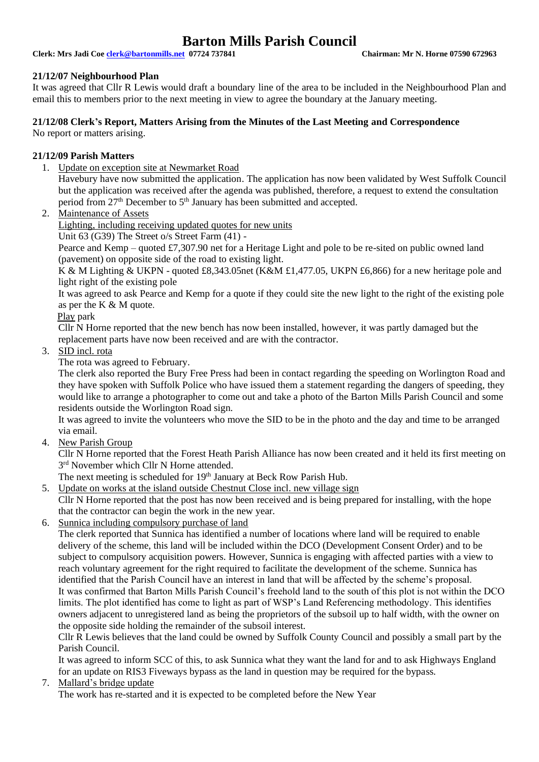# Barton Mills Parish Council

**Clerk: Mrs Jadi Coe clerk@bartonmills.net 07724 737841 Chairman: Mr N. Horne 07590 672963**

**21/12/07 Neighbourhood Plan**

It was agreed that Cllr R Lewis would draft a boundary line of the area to be included in the Neighbourhood Plan and email this to members prior to the next meeting in view to agree the boundary at the January meeting.

**21/12/08 Clerk's Report, Matters Arising from the Minutes of the Last Meeting and Correspondence**

No report or matters arising.

**21/12/09 Parish Matters**

1. Update on exception site at Newmarket Road
   Havebury have now submitted the application. The application has now been validated by West Suffolk Council but the application was received after the agenda was published, therefore, a request to extend the consultation period from 27th December to 5th January has been submitted and accepted.
2. Maintenance of Assets
   Lighting, including receiving updated quotes for new units
   Unit 63 (G39) The Street o/s Street Farm (41) -
   Pearce and Kemp – quoted £7,307.90 net for a Heritage Light and pole to be re-sited on public owned land (pavement) on opposite side of the road to existing light.
   K & M Lighting & UKPN - quoted £8,343.05net (K&M £1,477.05, UKPN £6,866) for a new heritage pole and light right of the existing pole
   It was agreed to ask Pearce and Kemp for a quote if they could site the new light to the right of the existing pole as per the K & M quote.
   Play park
   Cllr N Horne reported that the new bench has now been installed, however, it was partly damaged but the replacement parts have now been received and are with the contractor.
3. SID incl. rota
   The rota was agreed to February.
   The clerk also reported the Bury Free Press had been in contact regarding the speeding on Worlington Road and they have spoken with Suffolk Police who have issued them a statement regarding the dangers of speeding, they would like to arrange a photographer to come out and take a photo of the Barton Mills Parish Council and some residents outside the Worlington Road sign.
   It was agreed to invite the volunteers who move the SID to be in the photo and the day and time to be arranged via email.
4. New Parish Group
   Cllr N Horne reported that the Forest Heath Parish Alliance has now been created and it held its first meeting on 3rd November which Cllr N Horne attended.
   The next meeting is scheduled for 19th January at Beck Row Parish Hub.
5. Update on works at the island outside Chestnut Close incl. new village sign
   Cllr N Horne reported that the post has now been received and is being prepared for installing, with the hope that the contractor can begin the work in the new year.
6. Sunnica including compulsory purchase of land
   The clerk reported that Sunnica has identified a number of locations where land will be required to enable delivery of the scheme, this land will be included within the DCO (Development Consent Order) and to be subject to compulsory acquisition powers. However, Sunnica is engaging with affected parties with a view to reach voluntary agreement for the right required to facilitate the development of the scheme. Sunnica has identified that the Parish Council have an interest in land that will be affected by the scheme's proposal.
   It was confirmed that Barton Mills Parish Council's freehold land to the south of this plot is not within the DCO limits. The plot identified has come to light as part of WSP's Land Referencing methodology. This identifies owners adjacent to unregistered land as being the proprietors of the subsoil up to half width, with the owner on the opposite side holding the remainder of the subsoil interest.
   Cllr R Lewis believes that the land could be owned by Suffolk County Council and possibly a small part by the Parish Council.
   It was agreed to inform SCC of this, to ask Sunnica what they want the land for and to ask Highways England for an update on RIS3 Fiveways bypass as the land in question may be required for the bypass.
7. Mallard's bridge update
   The work has re-started and it is expected to be completed before the New Year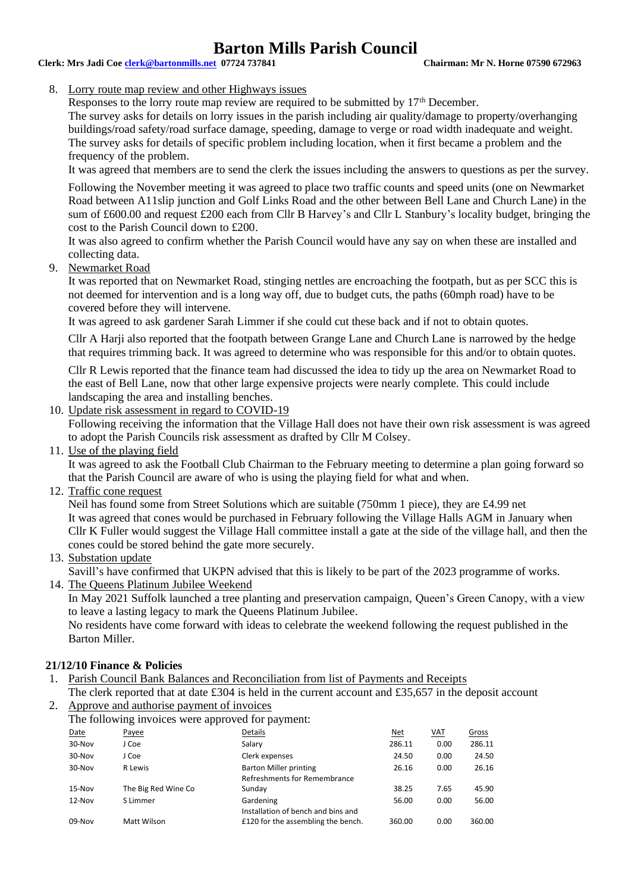8. Lorry route map review and other Highways issues

   Responses to the lorry route map review are required to be submitted by 17th December.

   The survey asks for details on lorry issues in the parish including air quality/damage to property/overhanging buildings/road safety/road surface damage, speeding, damage to verge or road width inadequate and weight. The survey asks for details of specific problem including location, when it first became a problem and the frequency of the problem.

   It was agreed that members are to send the clerk the issues including the answers to questions as per the survey.

   Following the November meeting it was agreed to place two traffic counts and speed units (one on Newmarket Road between A11slip junction and Golf Links Road and the other between Bell Lane and Church Lane) in the sum of £600.00 and request £200 each from Cllr B Harvey's and Cllr L Stanbury's locality budget, bringing the cost to the Parish Council down to £200.

   It was also agreed to confirm whether the Parish Council would have any say on when these are installed and collecting data.

9. Newmarket Road

   It was reported that on Newmarket Road, stinging nettles are encroaching the footpath, but as per SCC this is not deemed for intervention and is a long way off, due to budget cuts, the paths (60mph road) have to be covered before they will intervene.

   It was agreed to ask gardener Sarah Limmer if she could cut these back and if not to obtain quotes.

   Cllr A Harji also reported that the footpath between Grange Lane and Church Lane is narrowed by the hedge that requires trimming back. It was agreed to determine who was responsible for this and/or to obtain quotes.

   Cllr R Lewis reported that the finance team had discussed the idea to tidy up the area on Newmarket Road to the east of Bell Lane, now that other large expensive projects were nearly complete. This could include landscaping the area and installing benches.

10. Update risk assessment in regard to COVID-19

    Following receiving the information that the Village Hall does not have their own risk assessment is was agreed to adopt the Parish Councils risk assessment as drafted by Cllr M Colsey.

11. Use of the playing field

    It was agreed to ask the Football Club Chairman to the February meeting to determine a plan going forward so that the Parish Council are aware of who is using the playing field for what and when.

12. Traffic cone request

    Neil has found some from Street Solutions which are suitable (750mm 1 piece), they are £4.99 net

    It was agreed that cones would be purchased in February following the Village Halls AGM in January when Cllr K Fuller would suggest the Village Hall committee install a gate at the side of the village hall, and then the cones could be stored behind the gate more securely.

13. Substation update

    Savill's have confirmed that UKPN advised that this is likely to be part of the 2023 programme of works.

14. The Queens Platinum Jubilee Weekend

    In May 2021 Suffolk launched a tree planting and preservation campaign, Queen's Green Canopy, with a view to leave a lasting legacy to mark the Queens Platinum Jubilee.

    No residents have come forward with ideas to celebrate the weekend following the request published in the Barton Miller.

## 21/12/10 Finance & Policies

1. Parish Council Bank Balances and Reconciliation from list of Payments and Receipts

   The clerk reported that at date £304 is held in the current account and £35,657 in the deposit account

2. Approve and authorise payment of invoices

   The following invoices were approved for payment:

| Date | Payee | Details | Net | VAT | Gross |
|---|---|---|---|---|---|
| 30-Nov | J Coe | Salary | 286.11 | 0.00 | 286.11 |
| 30-Nov | J Coe | Clerk expenses | 24.50 | 0.00 | 24.50 |
| 30-Nov | R Lewis | Barton Miller printing | 26.16 | 0.00 | 26.16 |
| 15-Nov | The Big Red Wine Co | Refreshments for Remembrance Sunday | 38.25 | 7.65 | 45.90 |
| 12-Nov | S Limmer | Gardening | 56.00 | 0.00 | 56.00 |
| 09-Nov | Matt Wilson | Installation of bench and bins and £120 for the assembling the bench. | 360.00 | 0.00 | 360.00 |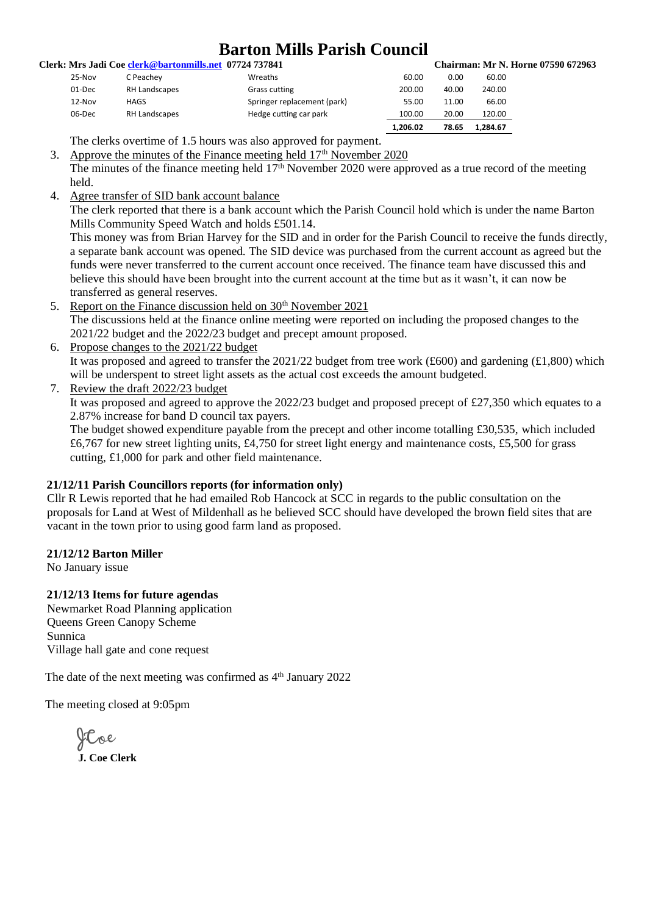# Barton Mills Parish Council

**Clerk: Mrs Jadi Coe clerk@bartonmills.net 07724 737841** **Chairman: Mr N. Horne 07590 672963**

| | | | | | |
|---|---|---|---|---|---|
| 25-Nov | C Peachey | Wreaths | 60.00 | 0.00 | 60.00 |
| 01-Dec | RH Landscapes | Grass cutting | 200.00 | 40.00 | 240.00 |
| 12-Nov | HAGS | Springer replacement (park) | 55.00 | 11.00 | 66.00 |
| 06-Dec | RH Landscapes | Hedge cutting car park | 100.00 | 20.00 | 120.00 |
| | | | **1,206.02** | **78.65** | **1,284.67** |

The clerks overtime of 1.5 hours was also approved for payment.

3. Approve the minutes of the Finance meeting held 17th November 2020
   The minutes of the finance meeting held 17th November 2020 were approved as a true record of the meeting held.
4. Agree transfer of SID bank account balance
   The clerk reported that there is a bank account which the Parish Council hold which is under the name Barton Mills Community Speed Watch and holds £501.14.
   This money was from Brian Harvey for the SID and in order for the Parish Council to receive the funds directly, a separate bank account was opened. The SID device was purchased from the current account as agreed but the funds were never transferred to the current account once received. The finance team have discussed this and believe this should have been brought into the current account at the time but as it wasn't, it can now be transferred as general reserves.
5. Report on the Finance discussion held on 30th November 2021
   The discussions held at the finance online meeting were reported on including the proposed changes to the 2021/22 budget and the 2022/23 budget and precept amount proposed.
6. Propose changes to the 2021/22 budget
   It was proposed and agreed to transfer the 2021/22 budget from tree work (£600) and gardening (£1,800) which will be underspent to street light assets as the actual cost exceeds the amount budgeted.
7. Review the draft 2022/23 budget
   It was proposed and agreed to approve the 2022/23 budget and proposed precept of £27,350 which equates to a 2.87% increase for band D council tax payers.
   The budget showed expenditure payable from the precept and other income totalling £30,535, which included £6,767 for new street lighting units, £4,750 for street light energy and maintenance costs, £5,500 for grass cutting, £1,000 for park and other field maintenance.

### 21/12/11 Parish Councillors reports (for information only)

Cllr R Lewis reported that he had emailed Rob Hancock at SCC in regards to the public consultation on the proposals for Land at West of Mildenhall as he believed SCC should have developed the brown field sites that are vacant in the town prior to using good farm land as proposed.

### 21/12/12 Barton Miller

No January issue

### 21/12/13 Items for future agendas

Newmarket Road Planning application
Queens Green Canopy Scheme
Sunnica
Village hall gate and cone request

The date of the next meeting was confirmed as 4th January 2022

The meeting closed at 9:05pm

JCoe

**J. Coe Clerk**